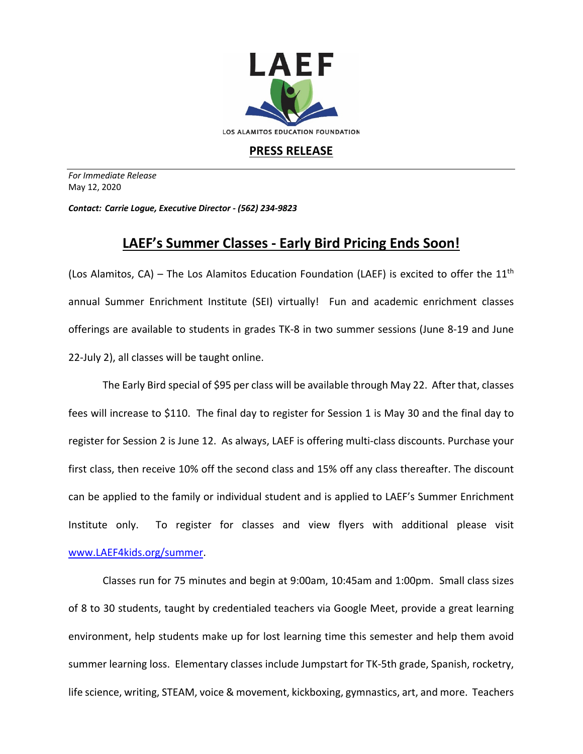LAEF

LOS ALAMITOS EDUCATION FOUNDATION

## PRESS RELEASE

*For Immediate Release*
May 12, 2020

***Contact: Carrie Logue, Executive Director - (562) 234-9823***

# LAEF's Summer Classes - Early Bird Pricing Ends Soon!

(Los Alamitos, CA) – The Los Alamitos Education Foundation (LAEF) is excited to offer the 11th annual Summer Enrichment Institute (SEI) virtually! Fun and academic enrichment classes offerings are available to students in grades TK-8 in two summer sessions (June 8-19 and June 22-July 2), all classes will be taught online.

The Early Bird special of $95 per class will be available through May 22. After that, classes fees will increase to $110. The final day to register for Session 1 is May 30 and the final day to register for Session 2 is June 12. As always, LAEF is offering multi-class discounts. Purchase your first class, then receive 10% off the second class and 15% off any class thereafter. The discount can be applied to the family or individual student and is applied to LAEF's Summer Enrichment Institute only. To register for classes and view flyers with additional please visit [www.LAEF4kids.org/summer](www.LAEF4kids.org/summer).

Classes run for 75 minutes and begin at 9:00am, 10:45am and 1:00pm. Small class sizes of 8 to 30 students, taught by credentialed teachers via Google Meet, provide a great learning environment, help students make up for lost learning time this semester and help them avoid summer learning loss. Elementary classes include Jumpstart for TK-5th grade, Spanish, rocketry, life science, writing, STEAM, voice & movement, kickboxing, gymnastics, art, and more. Teachers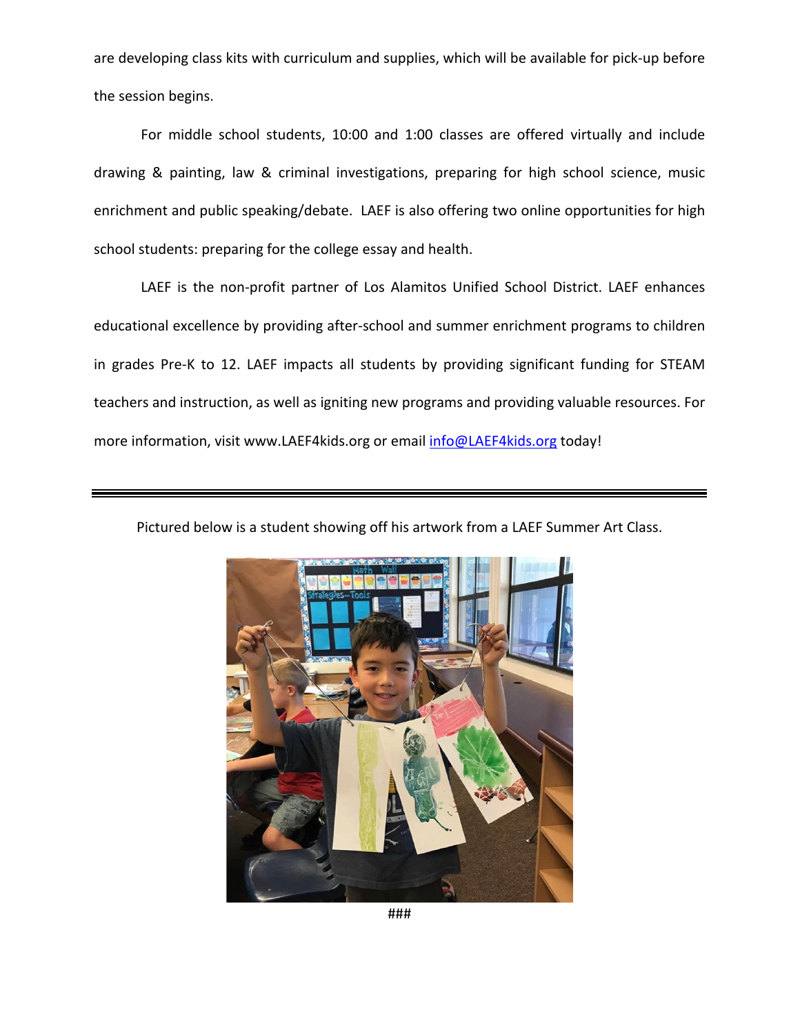are developing class kits with curriculum and supplies, which will be available for pick-up before the session begins.

For middle school students, 10:00 and 1:00 classes are offered virtually and include drawing & painting, law & criminal investigations, preparing for high school science, music enrichment and public speaking/debate. LAEF is also offering two online opportunities for high school students: preparing for the college essay and health.

LAEF is the non-profit partner of Los Alamitos Unified School District. LAEF enhances educational excellence by providing after-school and summer enrichment programs to children in grades Pre-K to 12. LAEF impacts all students by providing significant funding for STEAM teachers and instruction, as well as igniting new programs and providing valuable resources. For more information, visit www.LAEF4kids.org or email info@LAEF4kids.org today!

---

Pictured below is a student showing off his artwork from a LAEF Summer Art Class.

###